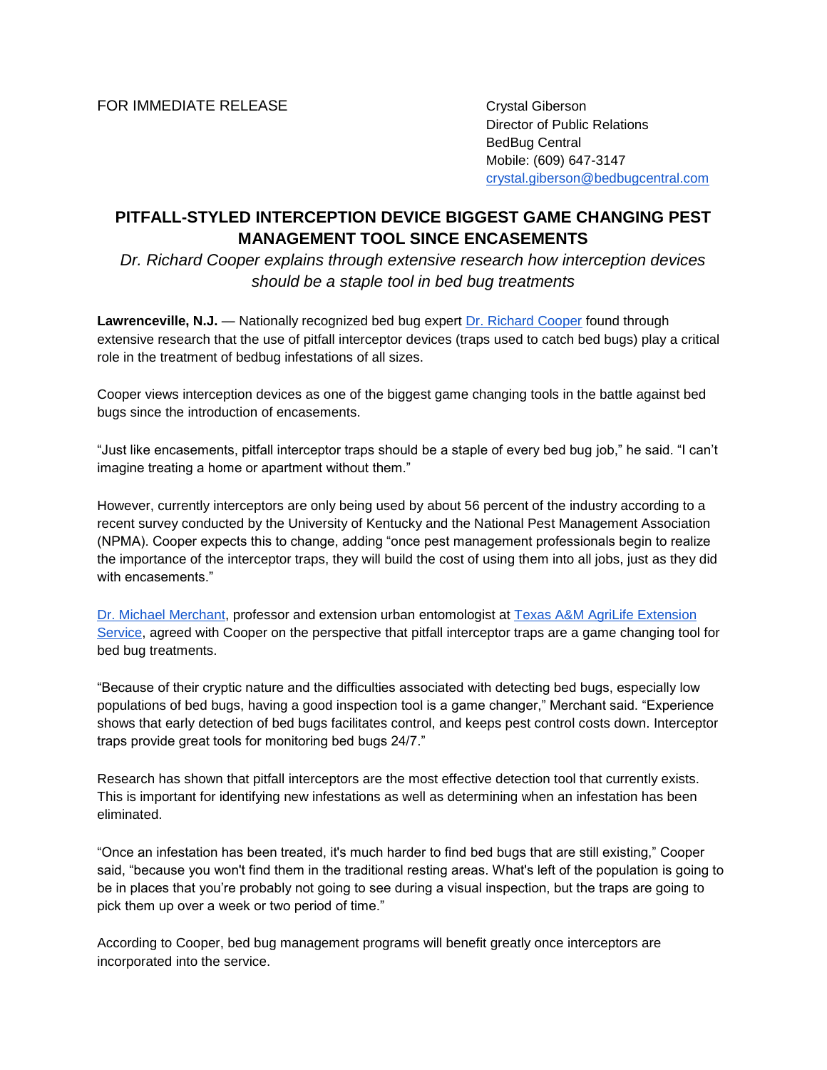FOR IMMEDIATE RELEASE

Crystal Giberson
Director of Public Relations
BedBug Central
Mobile: (609) 647-3147
[crystal.giberson@bedbugcentral.com](mailto:crystal.giberson@bedbugcentral.com)

## PITFALL-STYLED INTERCEPTION DEVICE BIGGEST GAME CHANGING PEST MANAGEMENT TOOL SINCE ENCASEMENTS

*Dr. Richard Cooper explains through extensive research how interception devices should be a staple tool in bed bug treatments*

**Lawrenceville, N.J.** — Nationally recognized bed bug expert Dr. Richard Cooper found through extensive research that the use of pitfall interceptor devices (traps used to catch bed bugs) play a critical role in the treatment of bedbug infestations of all sizes.

Cooper views interception devices as one of the biggest game changing tools in the battle against bed bugs since the introduction of encasements.

"Just like encasements, pitfall interceptor traps should be a staple of every bed bug job," he said. "I can't imagine treating a home or apartment without them."

However, currently interceptors are only being used by about 56 percent of the industry according to a recent survey conducted by the University of Kentucky and the National Pest Management Association (NPMA). Cooper expects this to change, adding "once pest management professionals begin to realize the importance of the interceptor traps, they will build the cost of using them into all jobs, just as they did with encasements."

Dr. Michael Merchant, professor and extension urban entomologist at Texas A&M AgriLife Extension Service, agreed with Cooper on the perspective that pitfall interceptor traps are a game changing tool for bed bug treatments.

"Because of their cryptic nature and the difficulties associated with detecting bed bugs, especially low populations of bed bugs, having a good inspection tool is a game changer," Merchant said. "Experience shows that early detection of bed bugs facilitates control, and keeps pest control costs down. Interceptor traps provide great tools for monitoring bed bugs 24/7."

Research has shown that pitfall interceptors are the most effective detection tool that currently exists. This is important for identifying new infestations as well as determining when an infestation has been eliminated.

"Once an infestation has been treated, it's much harder to find bed bugs that are still existing," Cooper said, "because you won't find them in the traditional resting areas. What's left of the population is going to be in places that you're probably not going to see during a visual inspection, but the traps are going to pick them up over a week or two period of time."

According to Cooper, bed bug management programs will benefit greatly once interceptors are incorporated into the service.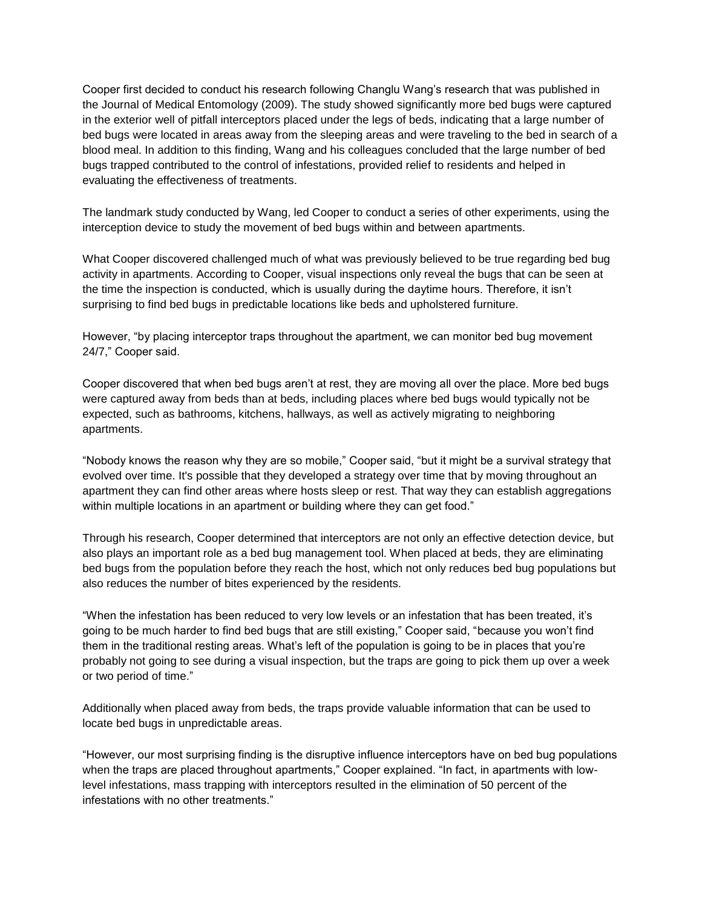Cooper first decided to conduct his research following Changlu Wang's research that was published in the Journal of Medical Entomology (2009). The study showed significantly more bed bugs were captured in the exterior well of pitfall interceptors placed under the legs of beds, indicating that a large number of bed bugs were located in areas away from the sleeping areas and were traveling to the bed in search of a blood meal. In addition to this finding, Wang and his colleagues concluded that the large number of bed bugs trapped contributed to the control of infestations, provided relief to residents and helped in evaluating the effectiveness of treatments.

The landmark study conducted by Wang, led Cooper to conduct a series of other experiments, using the interception device to study the movement of bed bugs within and between apartments.

What Cooper discovered challenged much of what was previously believed to be true regarding bed bug activity in apartments. According to Cooper, visual inspections only reveal the bugs that can be seen at the time the inspection is conducted, which is usually during the daytime hours. Therefore, it isn't surprising to find bed bugs in predictable locations like beds and upholstered furniture.

However, "by placing interceptor traps throughout the apartment, we can monitor bed bug movement 24/7," Cooper said.

Cooper discovered that when bed bugs aren't at rest, they are moving all over the place. More bed bugs were captured away from beds than at beds, including places where bed bugs would typically not be expected, such as bathrooms, kitchens, hallways, as well as actively migrating to neighboring apartments.

"Nobody knows the reason why they are so mobile," Cooper said, "but it might be a survival strategy that evolved over time. It's possible that they developed a strategy over time that by moving throughout an apartment they can find other areas where hosts sleep or rest. That way they can establish aggregations within multiple locations in an apartment or building where they can get food."

Through his research, Cooper determined that interceptors are not only an effective detection device, but also plays an important role as a bed bug management tool. When placed at beds, they are eliminating bed bugs from the population before they reach the host, which not only reduces bed bug populations but also reduces the number of bites experienced by the residents.

"When the infestation has been reduced to very low levels or an infestation that has been treated, it's going to be much harder to find bed bugs that are still existing," Cooper said, "because you won't find them in the traditional resting areas. What's left of the population is going to be in places that you're probably not going to see during a visual inspection, but the traps are going to pick them up over a week or two period of time."

Additionally when placed away from beds, the traps provide valuable information that can be used to locate bed bugs in unpredictable areas.

"However, our most surprising finding is the disruptive influence interceptors have on bed bug populations when the traps are placed throughout apartments," Cooper explained. "In fact, in apartments with low-level infestations, mass trapping with interceptors resulted in the elimination of 50 percent of the infestations with no other treatments."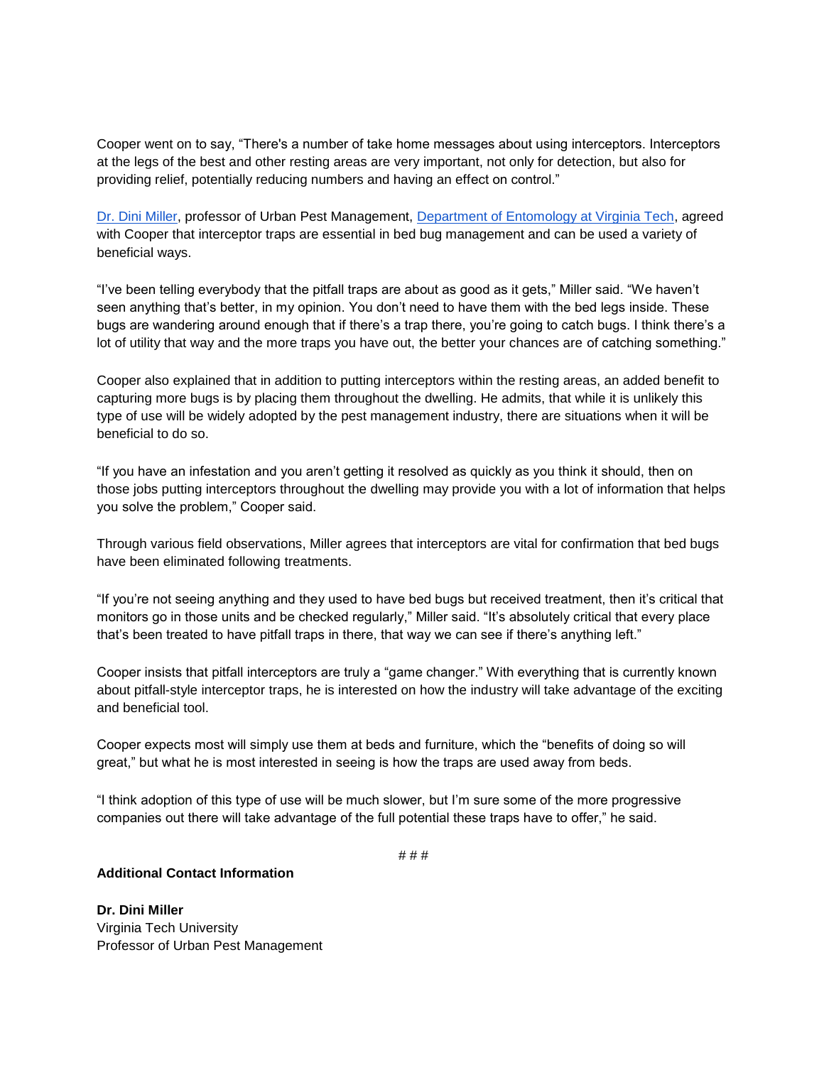Cooper went on to say, “There's a number of take home messages about using interceptors. Interceptors at the legs of the best and other resting areas are very important, not only for detection, but also for providing relief, potentially reducing numbers and having an effect on control.”

Dr. Dini Miller, professor of Urban Pest Management, Department of Entomology at Virginia Tech, agreed with Cooper that interceptor traps are essential in bed bug management and can be used a variety of beneficial ways.

“I’ve been telling everybody that the pitfall traps are about as good as it gets,” Miller said. “We haven’t seen anything that’s better, in my opinion. You don’t need to have them with the bed legs inside. These bugs are wandering around enough that if there’s a trap there, you’re going to catch bugs. I think there’s a lot of utility that way and the more traps you have out, the better your chances are of catching something.”

Cooper also explained that in addition to putting interceptors within the resting areas, an added benefit to capturing more bugs is by placing them throughout the dwelling. He admits, that while it is unlikely this type of use will be widely adopted by the pest management industry, there are situations when it will be beneficial to do so.

“If you have an infestation and you aren’t getting it resolved as quickly as you think it should, then on those jobs putting interceptors throughout the dwelling may provide you with a lot of information that helps you solve the problem,” Cooper said.

Through various field observations, Miller agrees that interceptors are vital for confirmation that bed bugs have been eliminated following treatments.

“If you’re not seeing anything and they used to have bed bugs but received treatment, then it’s critical that monitors go in those units and be checked regularly,” Miller said. “It’s absolutely critical that every place that’s been treated to have pitfall traps in there, that way we can see if there’s anything left.”

Cooper insists that pitfall interceptors are truly a “game changer.” With everything that is currently known about pitfall-style interceptor traps, he is interested on how the industry will take advantage of the exciting and beneficial tool.

Cooper expects most will simply use them at beds and furniture, which the “benefits of doing so will great,” but what he is most interested in seeing is how the traps are used away from beds.

“I think adoption of this type of use will be much slower, but I’m sure some of the more progressive companies out there will take advantage of the full potential these traps have to offer,” he said.

# # #

**Additional Contact Information**

**Dr. Dini Miller**
Virginia Tech University
Professor of Urban Pest Management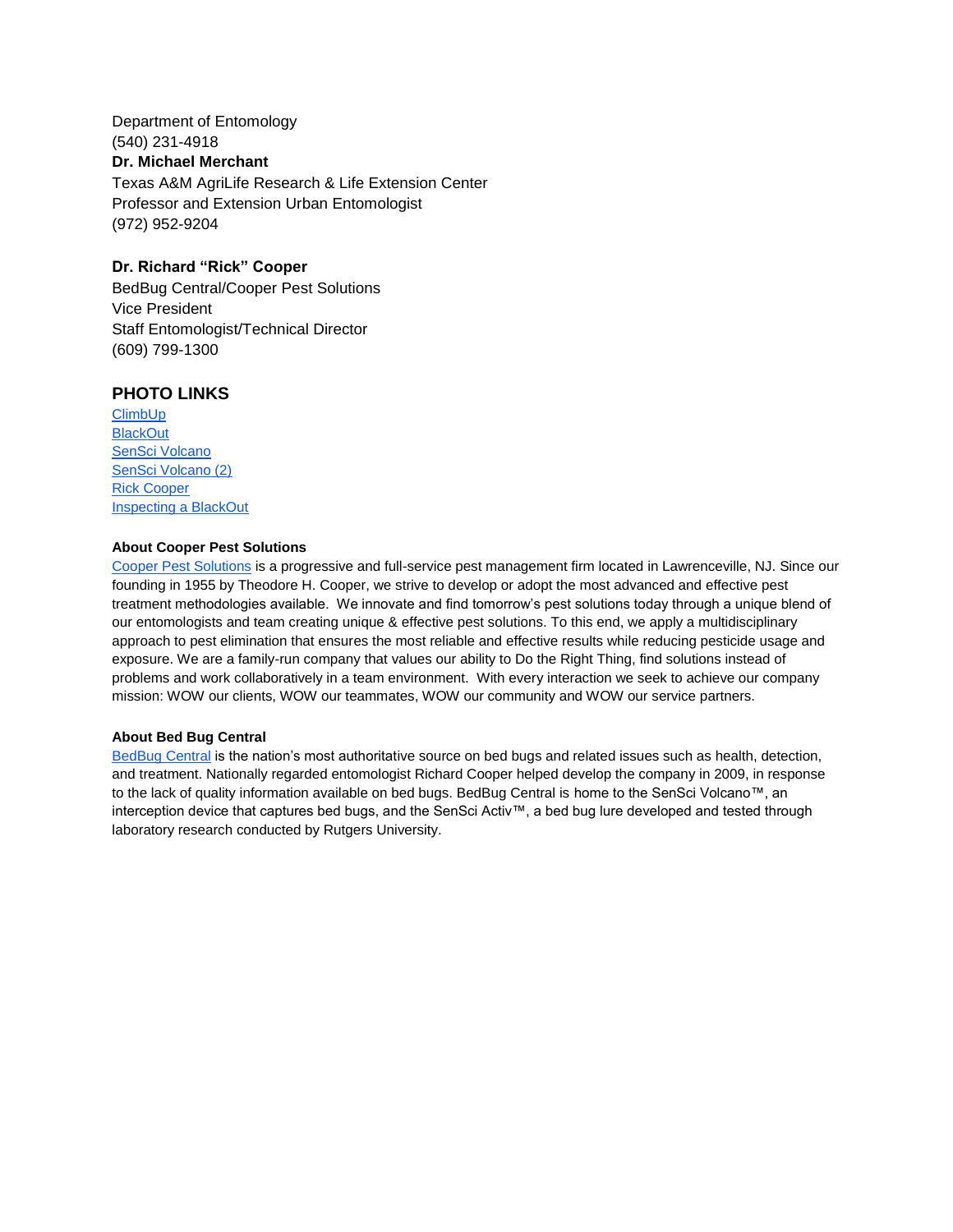Department of Entomology
(540) 231-4918

**Dr. Michael Merchant**
Texas A&M AgriLife Research & Life Extension Center
Professor and Extension Urban Entomologist
(972) 952-9204

**Dr. Richard "Rick" Cooper**
BedBug Central/Cooper Pest Solutions
Vice President
Staff Entomologist/Technical Director
(609) 799-1300

## PHOTO LINKS

ClimbUp
BlackOut
SenSci Volcano
SenSci Volcano (2)
Rick Cooper
Inspecting a BlackOut

**About Cooper Pest Solutions**

Cooper Pest Solutions is a progressive and full-service pest management firm located in Lawrenceville, NJ. Since our founding in 1955 by Theodore H. Cooper, we strive to develop or adopt the most advanced and effective pest treatment methodologies available. We innovate and find tomorrow's pest solutions today through a unique blend of our entomologists and team creating unique & effective pest solutions. To this end, we apply a multidisciplinary approach to pest elimination that ensures the most reliable and effective results while reducing pesticide usage and exposure. We are a family-run company that values our ability to Do the Right Thing, find solutions instead of problems and work collaboratively in a team environment. With every interaction we seek to achieve our company mission: WOW our clients, WOW our teammates, WOW our community and WOW our service partners.

**About Bed Bug Central**

BedBug Central is the nation's most authoritative source on bed bugs and related issues such as health, detection, and treatment. Nationally regarded entomologist Richard Cooper helped develop the company in 2009, in response to the lack of quality information available on bed bugs. BedBug Central is home to the SenSci Volcano™, an interception device that captures bed bugs, and the SenSci Activ™, a bed bug lure developed and tested through laboratory research conducted by Rutgers University.